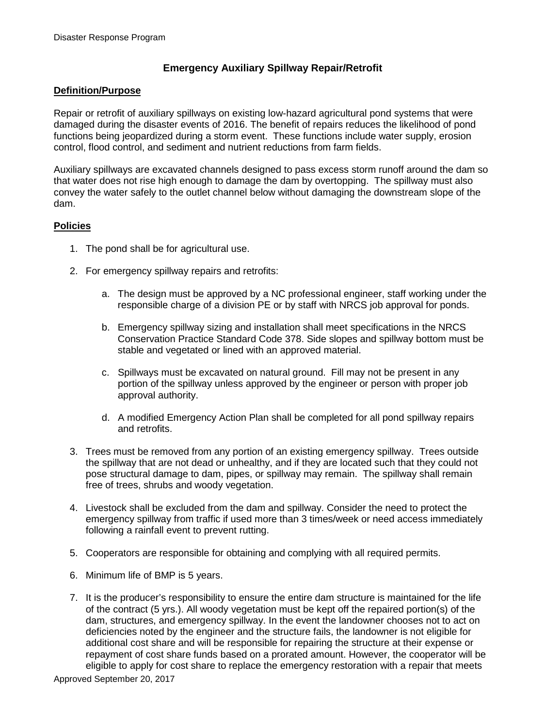# Emergency Auxiliary Spillway Repair/Retrofit

## Definition/Purpose

Repair or retrofit of auxiliary spillways on existing low-hazard agricultural pond systems that were damaged during the disaster events of 2016. The benefit of repairs reduces the likelihood of pond functions being jeopardized during a storm event. These functions include water supply, erosion control, flood control, and sediment and nutrient reductions from farm fields.

Auxiliary spillways are excavated channels designed to pass excess storm runoff around the dam so that water does not rise high enough to damage the dam by overtopping. The spillway must also convey the water safely to the outlet channel below without damaging the downstream slope of the dam.

## Policies

1. The pond shall be for agricultural use.
2. For emergency spillway repairs and retrofits:
   a. The design must be approved by a NC professional engineer, staff working under the responsible charge of a division PE or by staff with NRCS job approval for ponds.
   b. Emergency spillway sizing and installation shall meet specifications in the NRCS Conservation Practice Standard Code 378. Side slopes and spillway bottom must be stable and vegetated or lined with an approved material.
   c. Spillways must be excavated on natural ground. Fill may not be present in any portion of the spillway unless approved by the engineer or person with proper job approval authority.
   d. A modified Emergency Action Plan shall be completed for all pond spillway repairs and retrofits.
3. Trees must be removed from any portion of an existing emergency spillway. Trees outside the spillway that are not dead or unhealthy, and if they are located such that they could not pose structural damage to dam, pipes, or spillway may remain. The spillway shall remain free of trees, shrubs and woody vegetation.
4. Livestock shall be excluded from the dam and spillway. Consider the need to protect the emergency spillway from traffic if used more than 3 times/week or need access immediately following a rainfall event to prevent rutting.
5. Cooperators are responsible for obtaining and complying with all required permits.
6. Minimum life of BMP is 5 years.
7. It is the producer's responsibility to ensure the entire dam structure is maintained for the life of the contract (5 yrs.). All woody vegetation must be kept off the repaired portion(s) of the dam, structures, and emergency spillway. In the event the landowner chooses not to act on deficiencies noted by the engineer and the structure fails, the landowner is not eligible for additional cost share and will be responsible for repairing the structure at their expense or repayment of cost share funds based on a prorated amount. However, the cooperator will be eligible to apply for cost share to replace the emergency restoration with a repair that meets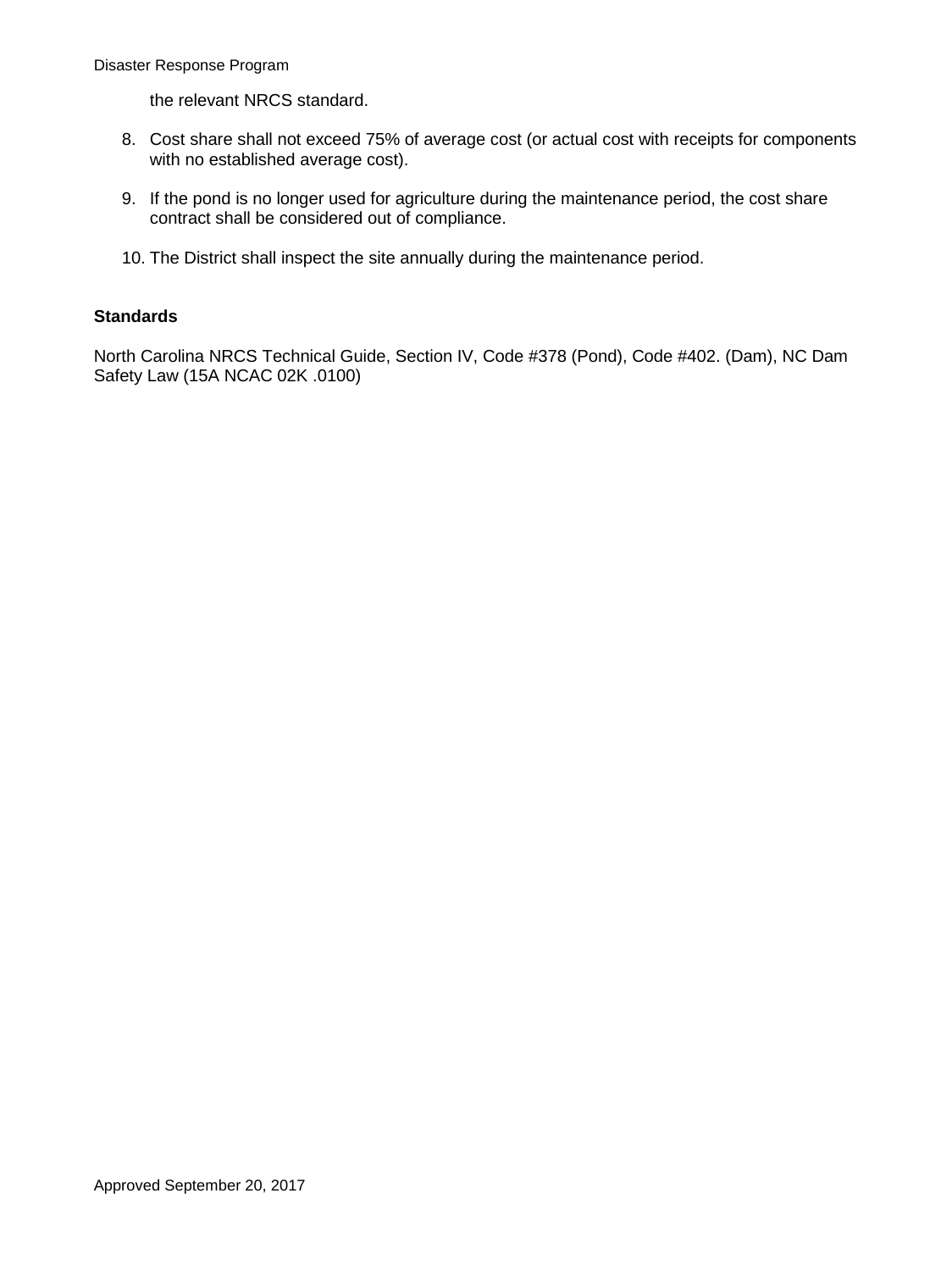the relevant NRCS standard.

8. Cost share shall not exceed 75% of average cost (or actual cost with receipts for components with no established average cost).

9. If the pond is no longer used for agriculture during the maintenance period, the cost share contract shall be considered out of compliance.

10. The District shall inspect the site annually during the maintenance period.

**Standards**

North Carolina NRCS Technical Guide, Section IV, Code #378 (Pond), Code #402. (Dam), NC Dam Safety Law (15A NCAC 02K .0100)